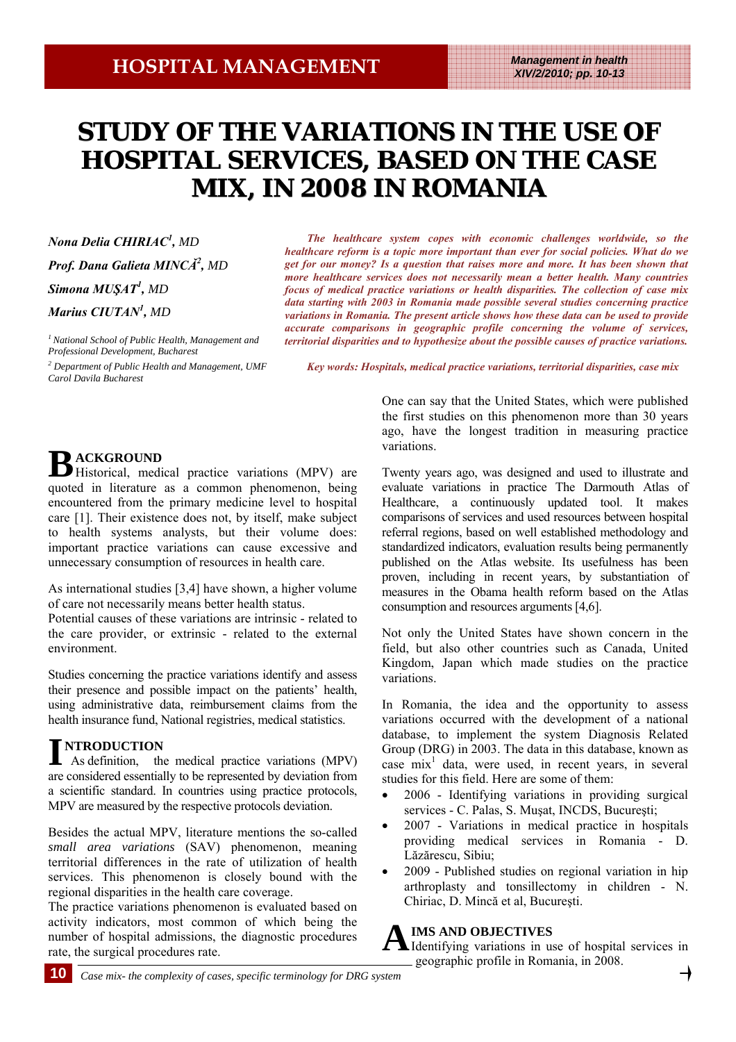HOSPITAL MANAGEMENT

# STUDY OF THE VARIATIONS IN THE USE OF HOSPITAL SERVICES, BASED ON THE CASE MIX, IN 2008 IN ROMANIA

*Nona Delia CHIRIAC[1], MD*

*Prof. Dana Galieta MINCĂ[2], MD*

*Simona MUŞAT[1], MD*

*Marius CIUTAN[1], MD*

*[1] National School of Public Health, Management and Professional Development, Bucharest*

*[2] Department of Public Health and Management, UMF Carol Davila Bucharest*

***The healthcare system copes with economic challenges worldwide, so the healthcare reform is a topic more important than ever for social policies. What do we get for our money? Is a question that raises more and more. It has been shown that more healthcare services does not necessarily mean a better health. Many countries focus of medical practice variations or health disparities. The collection of case mix data starting with 2003 in Romania made possible several studies concerning practice variations in Romania. The present article shows how these data can be used to provide accurate comparisons in geographic profile concerning the volume of services, territorial disparities and to hypothesize about the possible causes of practice variations.***

***Key words: Hospitals, medical practice variations, territorial disparities, case mix***

## BACKGROUND

Historical, medical practice variations (MPV) are quoted in literature as a common phenomenon, being encountered from the primary medicine level to hospital care [1]. Their existence does not, by itself, make subject to health systems analysts, but their volume does: important practice variations can cause excessive and unnecessary consumption of resources in health care.

As international studies [3,4] have shown, a higher volume of care not necessarily means better health status.
Potential causes of these variations are intrinsic - related to the care provider, or extrinsic - related to the external environment.

Studies concerning the practice variations identify and assess their presence and possible impact on the patients' health, using administrative data, reimbursement claims from the health insurance fund, National registries, medical statistics.

## INTRODUCTION

As definition, the medical practice variations (MPV) are considered essentially to be represented by deviation from a scientific standard. In countries using practice protocols, MPV are measured by the respective protocols deviation.

Besides the actual MPV, literature mentions the so-called *small area variations* (SAV) phenomenon, meaning territorial differences in the rate of utilization of health services. This phenomenon is closely bound with the regional disparities in the health care coverage.
The practice variations phenomenon is evaluated based on activity indicators, most common of which being the number of hospital admissions, the diagnostic procedures rate, the surgical procedures rate.

One can say that the United States, which were published the first studies on this phenomenon more than 30 years ago, have the longest tradition in measuring practice variations.

Twenty years ago, was designed and used to illustrate and evaluate variations in practice The Darmouth Atlas of Healthcare, a continuously updated tool. It makes comparisons of services and used resources between hospital referral regions, based on well established methodology and standardized indicators, evaluation results being permanently published on the Atlas website. Its usefulness has been proven, including in recent years, by substantiation of measures in the Obama health reform based on the Atlas consumption and resources arguments [4,6].

Not only the United States have shown concern in the field, but also other countries such as Canada, United Kingdom, Japan which made studies on the practice variations.

In Romania, the idea and the opportunity to assess variations occurred with the development of a national database, to implement the system Diagnosis Related Group (DRG) in 2003. The data in this database, known as case mix[1] data, were used, in recent years, in several studies for this field. Here are some of them:

- 2006 - Identifying variations in providing surgical services - C. Palas, S. Muşat, INCDS, Bucureşti;
- 2007 - Variations in medical practice in hospitals providing medical services in Romania - D. Lăzărescu, Sibiu;
- 2009 - Published studies on regional variation in hip arthroplasty and tonsillectomy in children - N. Chiriac, D. Mincă et al, Bucureşti.

## AIMS AND OBJECTIVES

Identifying variations in use of hospital services in geographic profile in Romania, in 2008.

[1] Case mix- the complexity of cases, specific terminology for DRG system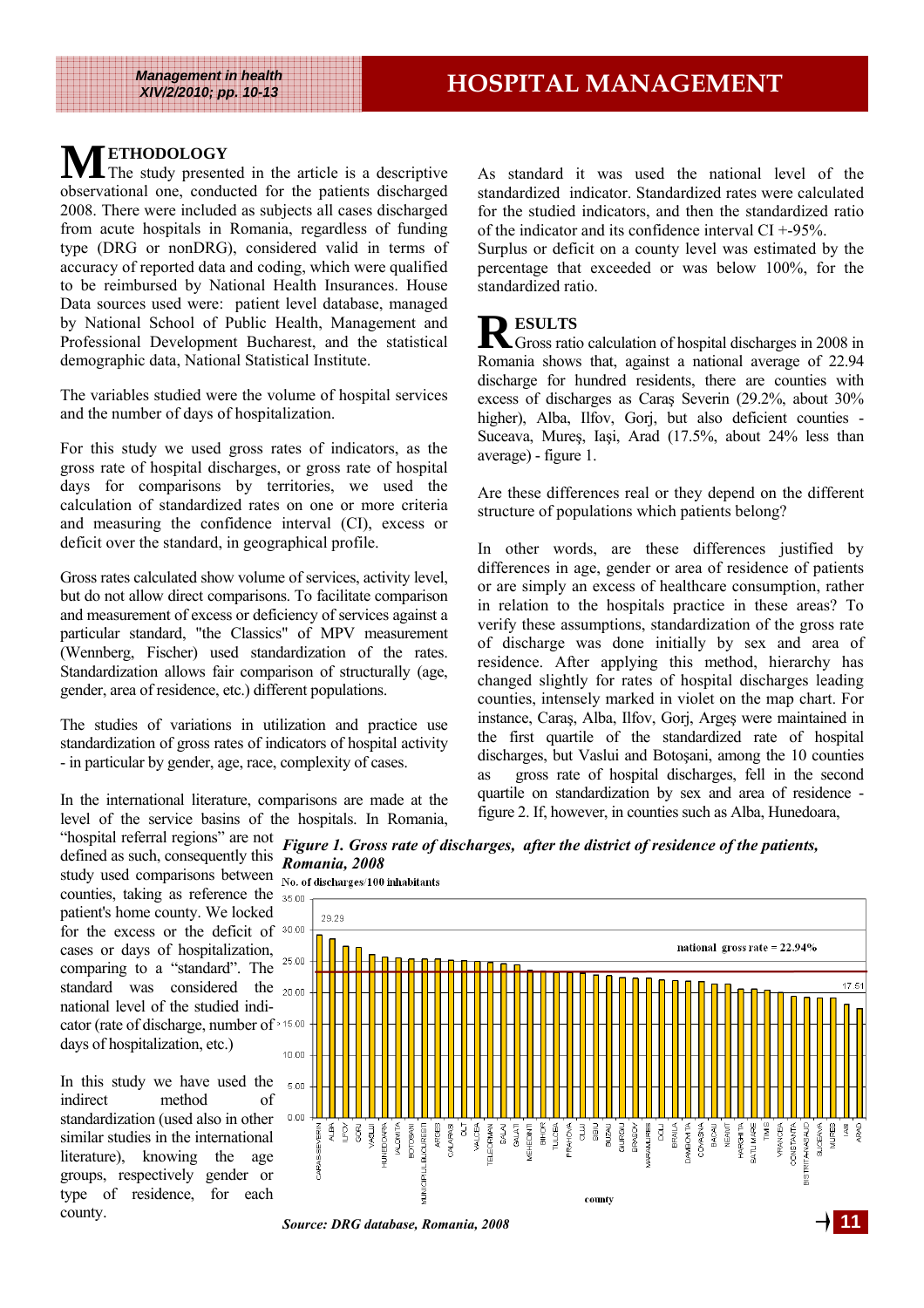## METHODOLOGY

The study presented in the article is a descriptive observational one, conducted for the patients discharged 2008. There were included as subjects all cases discharged from acute hospitals in Romania, regardless of funding type (DRG or nonDRG), considered valid in terms of accuracy of reported data and coding, which were qualified to be reimbursed by National Health Insurances. House Data sources used were: patient level database, managed by National School of Public Health, Management and Professional Development Bucharest, and the statistical demographic data, National Statistical Institute.

The variables studied were the volume of hospital services and the number of days of hospitalization.

For this study we used gross rates of indicators, as the gross rate of hospital discharges, or gross rate of hospital days for comparisons by territories, we used the calculation of standardized rates on one or more criteria and measuring the confidence interval (CI), excess or deficit over the standard, in geographical profile.

Gross rates calculated show volume of services, activity level, but do not allow direct comparisons. To facilitate comparison and measurement of excess or deficiency of services against a particular standard, "the Classics" of MPV measurement (Wennberg, Fischer) used standardization of the rates. Standardization allows fair comparison of structurally (age, gender, area of residence, etc.) different populations.

The studies of variations in utilization and practice use standardization of gross rates of indicators of hospital activity - in particular by gender, age, race, complexity of cases.

In the international literature, comparisons are made at the level of the service basins of the hospitals. In Romania, "hospital referral regions" are not defined as such, consequently this study used comparisons between counties, taking as reference the patient's home county. We locked for the excess or the deficit of cases or days of hospitalization, comparing to a "standard". The standard was considered the national level of the studied indicator (rate of discharge, number of days of hospitalization, etc.)

In this study we have used the indirect method of standardization (used also in other similar studies in the international literature), knowing the age groups, respectively gender or type of residence, for each county.

As standard it was used the national level of the standardized indicator. Standardized rates were calculated for the studied indicators, and then the standardized ratio of the indicator and its confidence interval CI +-95%.

Surplus or deficit on a county level was estimated by the percentage that exceeded or was below 100%, for the standardized ratio.

## RESULTS

Gross ratio calculation of hospital discharges in 2008 in Romania shows that, against a national average of 22.94 discharge for hundred residents, there are counties with excess of discharges as Caraş Severin (29.2%, about 30% higher), Alba, Ilfov, Gorj, but also deficient counties - Suceava, Mureş, Iaşi, Arad (17.5%, about 24% less than average) - figure 1.

Are these differences real or they depend on the different structure of populations which patients belong?

In other words, are these differences justified by differences in age, gender or area of residence of patients or are simply an excess of healthcare consumption, rather in relation to the hospitals practice in these areas? To verify these assumptions, standardization of the gross rate of discharge was done initially by sex and area of residence. After applying this method, hierarchy has changed slightly for rates of hospital discharges leading counties, intensely marked in violet on the map chart. For instance, Caraş, Alba, Ilfov, Gorj, Argeş were maintained in the first quartile of the standardized rate of hospital discharges, but Vaslui and Botoşani, among the 10 counties as gross rate of hospital discharges, fell in the second quartile on standardization by sex and area of residence - figure 2. If, however, in counties such as Alba, Hunedoara,

*Figure 1. Gross rate of discharges, after the district of residence of the patients, Romania, 2008*

No. of discharges/100 inhabitants

| County | Value |
|---|---|
| CARAS-SEVERIN | 29.29 |
| ALBA | |
| ILFOV | |
| GORJ | |
| VASLUI | |
| HUNEDOARA | |
| IALOMITA | |
| BOTOSANI | |
| MUNICIPIUL BUCURESTI | |
| ARGES | |
| CALARASI | |
| OLT | |
| VALCEA | |
| TELEORMAN | |
| SALAJ | |
| GALATI | |
| MEHEDINTI | |
| BIHOR | |
| TULCEA | |
| PRAHOVA | |
| CLUJ | |
| SIBIU | |
| BUZAU | |
| GIURGIU | |
| BRASOV | |
| MARAMURES | |
| DOLJ | |
| BRAILA | |
| DAMBOVITA | |
| COVASNA | |
| BACAU | |
| NEAMT | |
| HARGHITA | |
| SATU MARE | |
| TIMIS | |
| VRANCEA | |
| CONSTANTA | |
| BISTRITA-NASAUD | |
| SUCEAVA | |
| MURES | |
| IASI | |
| ARAD | 17.51 |

national gross rate = 22.94%

*Source: DRG database, Romania, 2008*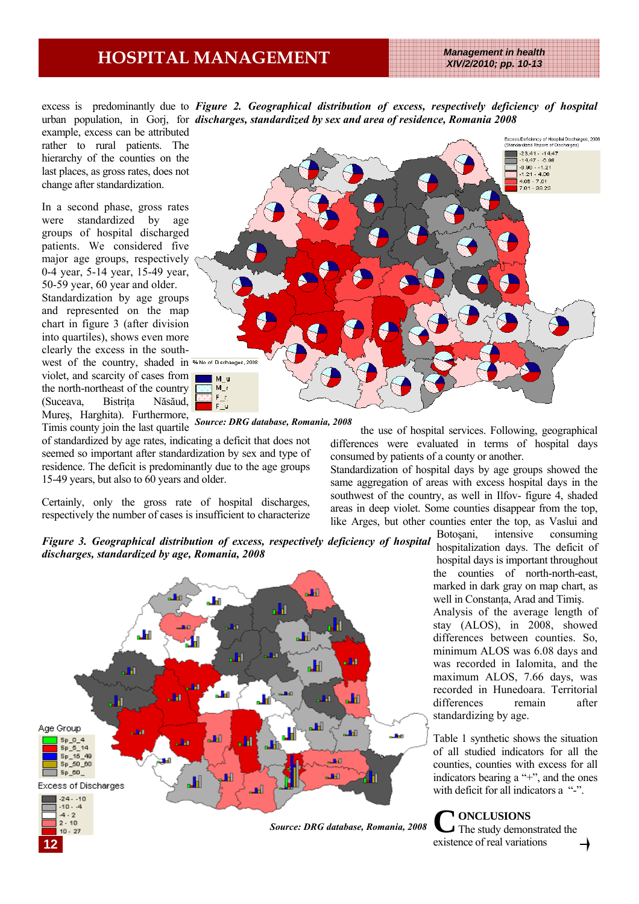excess is predominantly due to urban population, in Gorj, for example, excess can be attributed rather to rural patients. The hierarchy of the counties on the last places, as gross rates, does not change after standardization.

In a second phase, gross rates were standardized by age groups of hospital discharged patients. We considered five major age groups, respectively 0-4 year, 5-14 year, 15-49 year, 50-59 year, 60 year and older. Standardization by age groups and represented on the map chart in figure 3 (after division into quartiles), shows even more clearly the excess in the south-west of the country, shaded in violet, and scarcity of cases from the north-northeast of the country (Suceava, Bistrița Năsăud, Mureș, Harghita). Furthermore, Timis county join the last quartile of standardized by age rates, indicating a deficit that does not seemed so important after standardization by sex and type of residence. The deficit is predominantly due to the age groups 15-49 years, but also to 60 years and older.

***Figure 2. Geographical distribution of excess, respectively deficiency of hospital discharges, standardized by sex and area of residence, Romania 2008***

***Source: DRG database, Romania, 2008***

Certainly, only the gross rate of hospital discharges, respectively the number of cases is insufficient to characterize the use of hospital services. Following, geographical differences were evaluated in terms of hospital days consumed by patients of a county or another.

Standardization of hospital days by age groups showed the same aggregation of areas with excess hospital days in the southwest of the country, as well in Ilfov- figure 4, shaded areas in deep violet. Some counties disappear from the top, like Arges, but other counties enter the top, as Vaslui and Botoșani, intensive consuming hospitalization days. The deficit of hospital days is important throughout the counties of north-north-east, marked in dark gray on map chart, as well in Constanța, Arad and Timiș.

***Figure 3. Geographical distribution of excess, respectively deficiency of hospital discharges, standardized by age, Romania 2008***

***Source: DRG database, Romania, 2008***

Analysis of the average length of stay (ALOS), in 2008, showed differences between counties. So, minimum ALOS was 6.08 days and was recorded in Ialomita, and the maximum ALOS, 7.66 days, was recorded in Hunedoara. Territorial differences remain after standardizing by age.

Table 1 synthetic shows the situation of all studied indicators for all the counties, counties with excess for all indicators bearing a "+", and the ones with deficit for all indicators a "-".

## CONCLUSIONS

The study demonstrated the existence of real variations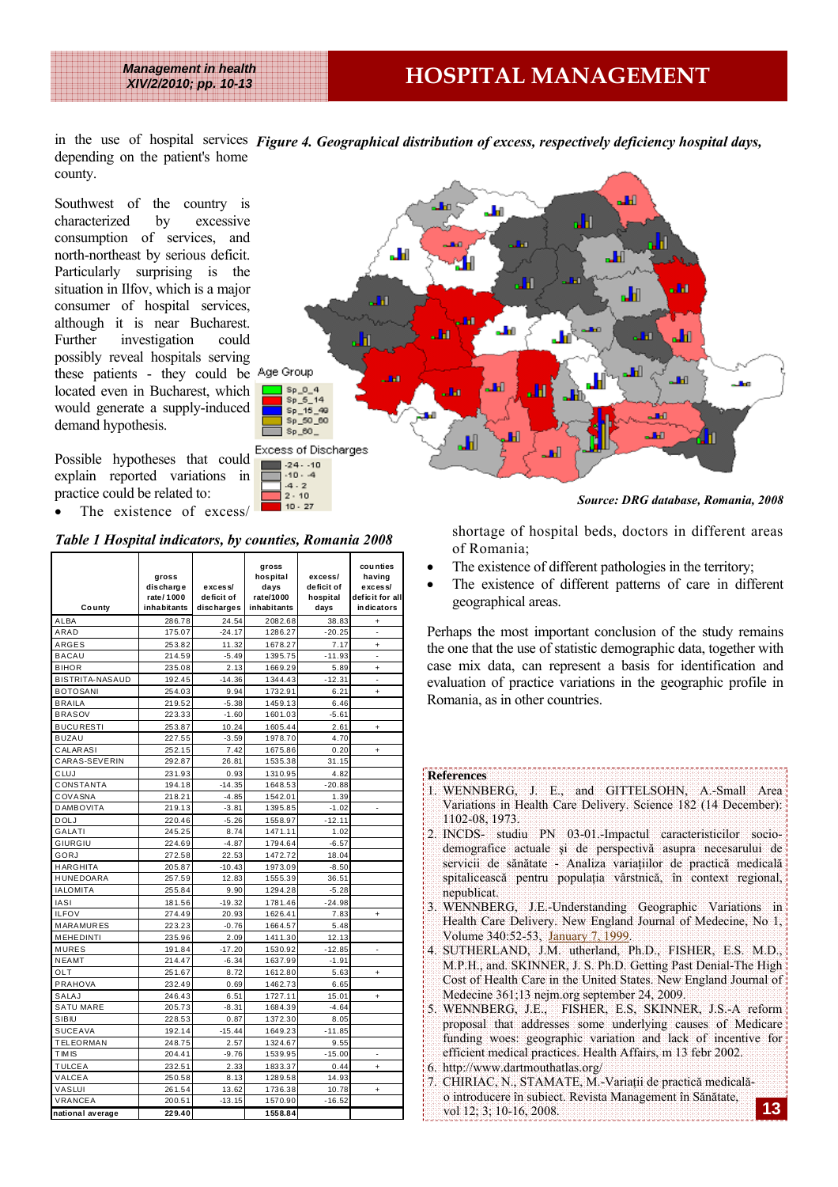in the use of hospital services depending on the patient's home county.

Southwest of the country is characterized by excessive consumption of services, and north-northeast by serious deficit. Particularly surprising is the situation in Ilfov, which is a major consumer of hospital services, although it is near Bucharest. Further investigation could possibly reveal hospitals serving these patients - they could be located even in Bucharest, which would generate a supply-induced demand hypothesis.

Possible hypotheses that could explain reported variations in practice could be related to:

- The existence of excess/ shortage of hospital beds, doctors in different areas of Romania;
- The existence of different pathologies in the territory;
- The existence of different patterns of care in different geographical areas.

Perhaps the most important conclusion of the study remains the one that the use of statistic demographic data, together with case mix data, can represent a basis for identification and evaluation of practice variations in the geographic profile in Romania, as in other countries.

***Figure 4. Geographical distribution of excess, respectively deficiency hospital days,***

Age Group
Sp_0_4
Sp_5_14
Sp_15_49
Sp_50_60
Sp_60_

Excess of Discharges
-24 - -10
-10 - -4
-4 - 2
2 - 10
10 - 27

***Source: DRG database, Romania, 2008***

***Table 1 Hospital indicators, by counties, Romania 2008***

| County | gross discharge rate/ 1000 inhabitants | excess/ deficit of discharges | gross hospital days rate/1000 inhabitants | excess/ deficit of hospital days | counties having excess/ deficit for all indicators |
|---|---|---|---|---|---|
| ALBA | 286.78 | 24.54 | 2082.68 | 38.83 | + |
| ARAD | 175.07 | -24.17 | 1286.27 | -20.25 | - |
| ARGES | 253.82 | 11.32 | 1678.27 | 7.17 | + |
| BACAU | 214.59 | -5.49 | 1395.75 | -11.93 | - |
| BIHOR | 235.08 | 2.13 | 1669.29 | 5.89 | + |
| BISTRITA-NASAUD | 192.45 | -14.36 | 1344.43 | -12.31 | - |
| BOTOSANI | 254.03 | 9.94 | 1732.91 | 6.21 | + |
| BRAILA | 219.52 | -5.38 | 1459.13 | 6.46 | |
| BRASOV | 223.33 | -1.60 | 1601.03 | -5.61 | |
| BUCURESTI | 253.87 | 10.24 | 1605.44 | 2.61 | + |
| BUZAU | 227.55 | -3.59 | 1978.70 | 4.70 | |
| CALARASI | 252.15 | 7.42 | 1675.86 | 0.20 | + |
| CARAS-SEVERIN | 292.87 | 26.81 | 1535.38 | 31.15 | |
| CLUJ | 231.93 | 0.93 | 1310.95 | 4.82 | |
| CONSTANTA | 194.18 | -14.35 | 1648.53 | -20.88 | |
| COVASNA | 218.21 | -4.85 | 1542.01 | 1.39 | |
| DAMBOVITA | 219.13 | -3.81 | 1395.85 | -1.02 | - |
| DOLJ | 220.46 | -5.26 | 1558.97 | -12.11 | |
| GALATI | 245.25 | 8.74 | 1471.11 | 1.02 | |
| GIURGIU | 224.69 | -4.87 | 1794.64 | -6.57 | |
| GORJ | 272.58 | 22.53 | 1472.72 | 18.04 | |
| HARGHITA | 205.87 | -10.43 | 1973.09 | -8.50 | |
| HUNEDOARA | 257.59 | 12.83 | 1555.39 | 36.51 | |
| IALOMITA | 255.84 | 9.90 | 1294.28 | -5.28 | |
| IASI | 181.56 | -19.32 | 1781.46 | -24.98 | |
| ILFOV | 274.49 | 20.93 | 1626.41 | 7.83 | + |
| MARAMURES | 223.23 | -0.76 | 1664.57 | 5.48 | |
| MEHEDINTI | 235.96 | 2.09 | 1411.30 | 12.13 | |
| MURES | 191.84 | -17.20 | 1530.92 | -12.85 | - |
| NEAMT | 214.47 | -6.34 | 1637.99 | -1.91 | |
| OLT | 251.67 | 8.72 | 1612.80 | 5.63 | + |
| PRAHOVA | 232.49 | 0.69 | 1462.73 | 6.65 | |
| SALAJ | 246.43 | 6.51 | 1727.11 | 15.01 | + |
| SATU MARE | 205.73 | -8.31 | 1684.39 | -4.64 | |
| SIBIU | 228.53 | 0.87 | 1372.30 | 8.05 | |
| SUCEAVA | 192.14 | -15.44 | 1649.23 | -11.85 | |
| TELEORMAN | 248.75 | 2.57 | 1324.67 | 9.55 | |
| TIMIS | 204.41 | -9.76 | 1539.95 | -15.00 | - |
| TULCEA | 232.51 | 2.33 | 1833.37 | 0.44 | + |
| VALCEA | 250.58 | 8.13 | 1289.58 | 14.93 | |
| VASLUI | 261.54 | 13.62 | 1736.38 | 10.78 | + |
| VRANCEA | 200.51 | -13.15 | 1570.90 | -16.52 | |
| **national average** | **229.40** | | **1558.84** | | |

## References

1. WENNBERG, J. E., and GITTELSOHN, A.-Small Area Variations in Health Care Delivery. Science 182 (14 December): 1102-08, 1973.
2. INCDS- studiu PN 03-01.-Impactul caracteristicilor socio-demografice actuale şi de perspectivă asupra necesarului de servicii de sănătate - Analiza variaţiilor de practică medicală spitalicească pentru populaţia vârstnică, în context regional, nepublicat.
3. WENNBERG, J.E.-Understanding Geographic Variations in Health Care Delivery. New England Journal of Medecine, No 1, Volume 340:52-53, January 7, 1999.
4. SUTHERLAND, J.M. utherland, Ph.D., FISHER, E.S. M.D., M.P.H., and. SKINNER, J. S. Ph.D. Getting Past Denial-The High Cost of Health Care in the United States. New England Journal of Medecine 361;13 nejm.org september 24, 2009.
5. WENNBERG, J.E., FISHER, E.S, SKINNER, J.S.-A reform proposal that addresses some underlying causes of Medicare funding woes: geographic variation and lack of incentive for efficient medical practices. Health Affairs, m 13 febr 2002.
6. http://www.dartmouthatlas.org/
7. CHIRIAC, N., STAMATE, M.-Variaţii de practică medicală-o introducere în subiect. Revista Management în Sănătate, vol 12; 3; 10-16, 2008.